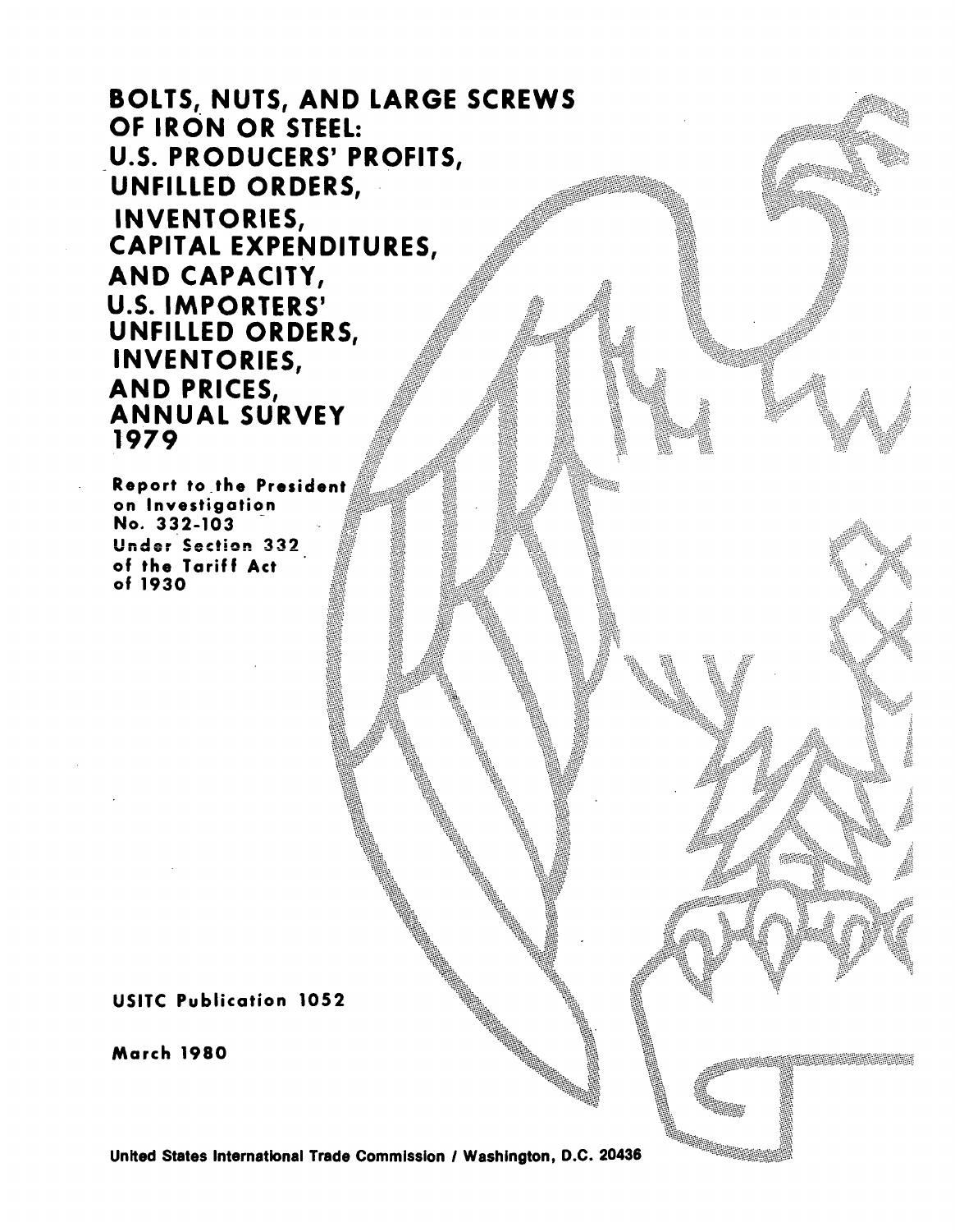# BOLTS, NUTS, AND LARGE SCREWS OF IRON OR STEEL: U.S. PRODUCERS' PROFITS, UNFILLED ORDERS, INVENTORIES, CAPITAL EXPENDITURES, AND CAPACITY, U.S. IMPORTERS' UNFILLED ORDERS, INVENTORIES, AND PRICES, ANNUAL SURVEY 1979

Report to the President on Investigation No. 332-103 Under Section 332 of the Tariff Act of 1930

USITC Publication 1052

March 1980

United States International Trade Commission / Washington, D.C. 20436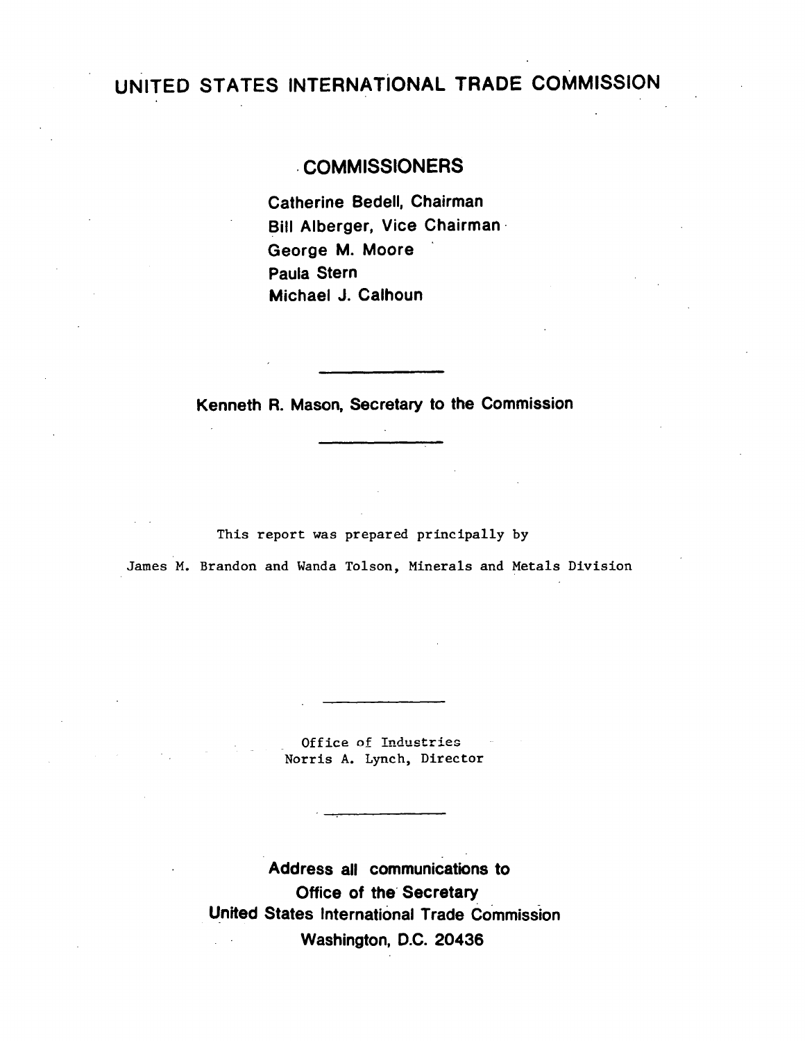# UNITED STATES INTERNATIONAL TRADE COMMISSION

## COMMISSIONERS

Catherine Bedell, Chairman
Bill Alberger, Vice Chairman
George M. Moore
Paula Stern
Michael J. Calhoun

---

Kenneth R. Mason, Secretary to the Commission

---

This report was prepared principally by

James M. Brandon and Wanda Tolson, Minerals and Metals Division

---

Office of Industries
Norris A. Lynch, Director

---

**Address all communications to**
**Office of the Secretary**
**United States International Trade Commission**
**Washington, D.C. 20436**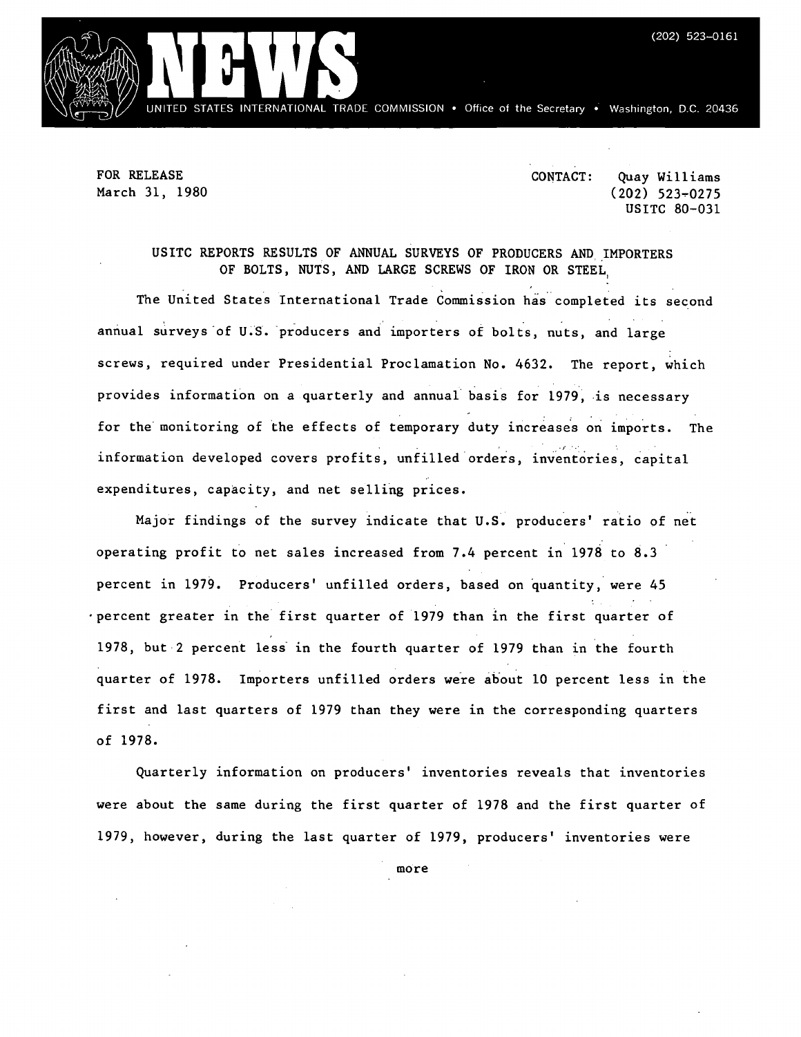# NEWS

UNITED STATES INTERNATIONAL TRADE COMMISSION • Office of the Secretary • Washington, D.C. 20436

(202) 523-0161

FOR RELEASE
March 31, 1980

CONTACT: Quay Williams
(202) 523-0275
USITC 80-031

## USITC REPORTS RESULTS OF ANNUAL SURVEYS OF PRODUCERS AND IMPORTERS OF BOLTS, NUTS, AND LARGE SCREWS OF IRON OR STEEL

The United States International Trade Commission has completed its second annual surveys of U.S. producers and importers of bolts, nuts, and large screws, required under Presidential Proclamation No. 4632. The report, which provides information on a quarterly and annual basis for 1979, is necessary for the monitoring of the effects of temporary duty increases on imports. The information developed covers profits, unfilled orders, inventories, capital expenditures, capacity, and net selling prices.

Major findings of the survey indicate that U.S. producers' ratio of net operating profit to net sales increased from 7.4 percent in 1978 to 8.3 percent in 1979. Producers' unfilled orders, based on quantity, were 45 percent greater in the first quarter of 1979 than in the first quarter of 1978, but 2 percent less in the fourth quarter of 1979 than in the fourth quarter of 1978. Importers unfilled orders were about 10 percent less in the first and last quarters of 1979 than they were in the corresponding quarters of 1978.

Quarterly information on producers' inventories reveals that inventories were about the same during the first quarter of 1978 and the first quarter of 1979, however, during the last quarter of 1979, producers' inventories were

more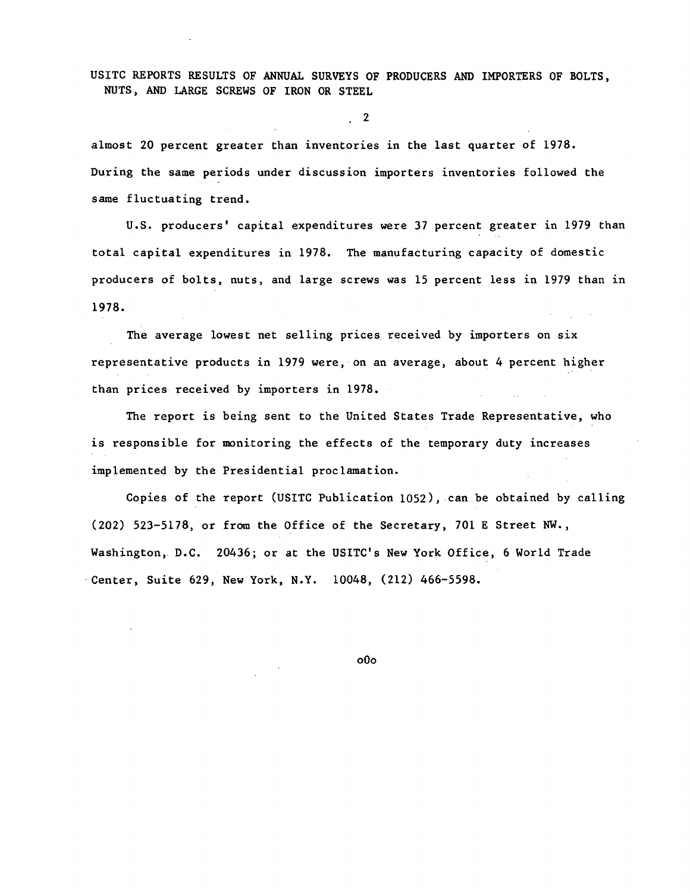almost 20 percent greater than inventories in the last quarter of 1978. During the same periods under discussion importers inventories followed the same fluctuating trend.

U.S. producers' capital expenditures were 37 percent greater in 1979 than total capital expenditures in 1978. The manufacturing capacity of domestic producers of bolts, nuts, and large screws was 15 percent less in 1979 than in 1978.

The average lowest net selling prices received by importers on six representative products in 1979 were, on an average, about 4 percent higher than prices received by importers in 1978.

The report is being sent to the United States Trade Representative, who is responsible for monitoring the effects of the temporary duty increases implemented by the Presidential proclamation.

Copies of the report (USITC Publication 1052), can be obtained by calling (202) 523-5178, or from the Office of the Secretary, 701 E Street NW., Washington, D.C. 20436; or at the USITC's New York Office, 6 World Trade Center, Suite 629, New York, N.Y. 10048, (212) 466-5598.

o0o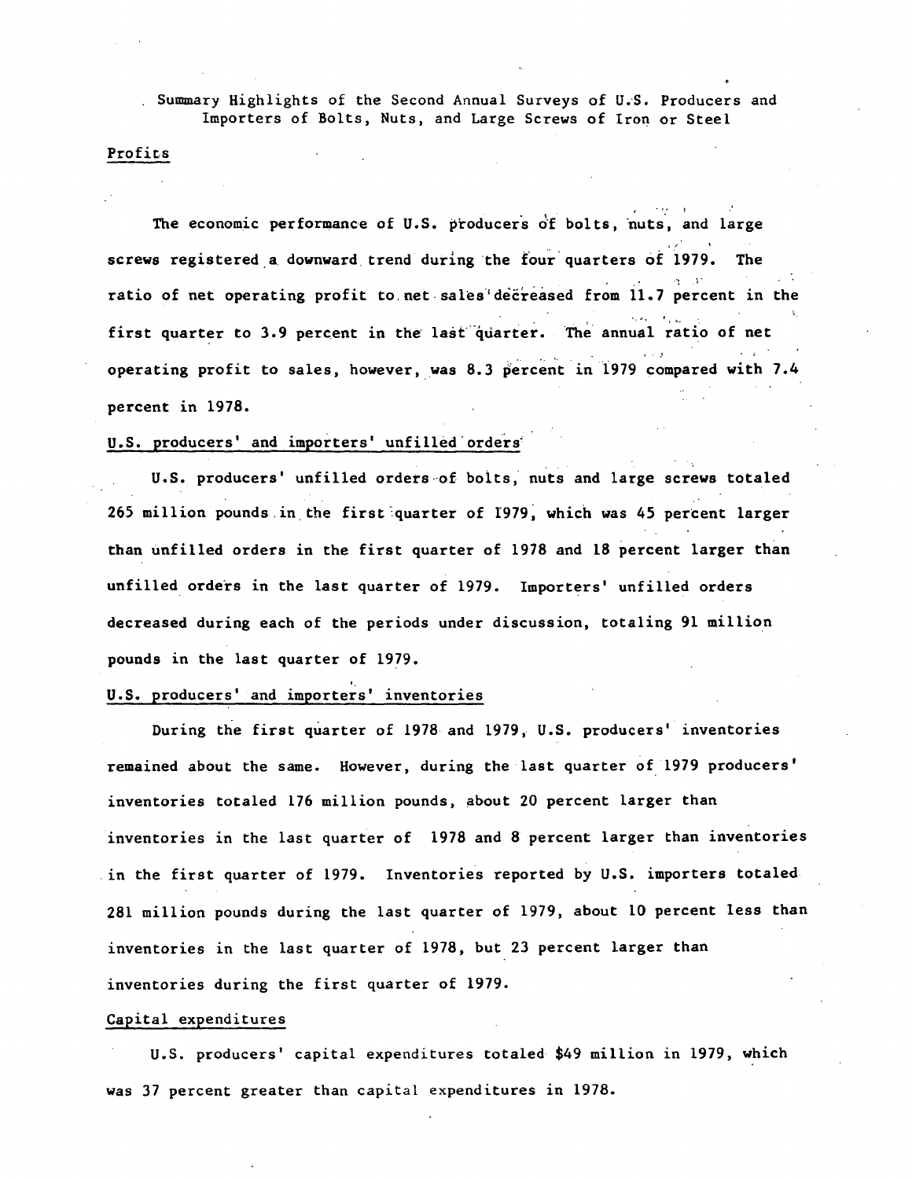# Summary Highlights of the Second Annual Surveys of U.S. Producers and Importers of Bolts, Nuts, and Large Screws of Iron or Steel

## Profits

The economic performance of U.S. producers of bolts, nuts, and large screws registered a downward trend during the four quarters of 1979. The ratio of net operating profit to net sales decreased from 11.7 percent in the first quarter to 3.9 percent in the last quarter. The annual ratio of net operating profit to sales, however, was 8.3 percent in 1979 compared with 7.4 percent in 1978.

## U.S. producers' and importers' unfilled orders

U.S. producers' unfilled orders of bolts, nuts and large screws totaled 265 million pounds in the first quarter of 1979, which was 45 percent larger than unfilled orders in the first quarter of 1978 and 18 percent larger than unfilled orders in the last quarter of 1979. Importers' unfilled orders decreased during each of the periods under discussion, totaling 91 million pounds in the last quarter of 1979.

## U.S. producers' and importers' inventories

During the first quarter of 1978 and 1979, U.S. producers' inventories remained about the same. However, during the last quarter of 1979 producers' inventories totaled 176 million pounds, about 20 percent larger than inventories in the last quarter of 1978 and 8 percent larger than inventories in the first quarter of 1979. Inventories reported by U.S. importers totaled 281 million pounds during the last quarter of 1979, about 10 percent less than inventories in the last quarter of 1978, but 23 percent larger than inventories during the first quarter of 1979.

## Capital expenditures

U.S. producers' capital expenditures totaled $49 million in 1979, which was 37 percent greater than capital expenditures in 1978.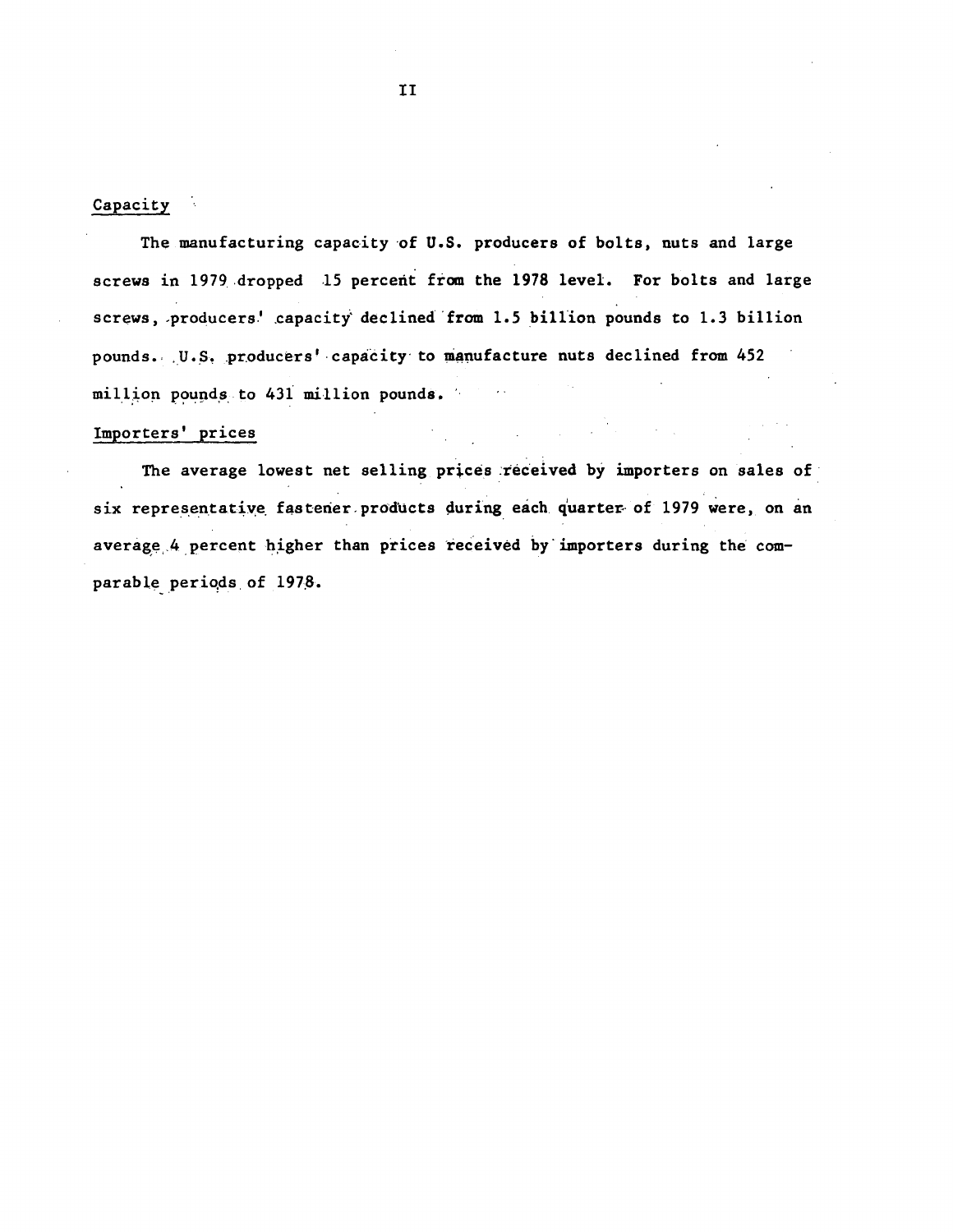## Capacity

The manufacturing capacity of U.S. producers of bolts, nuts and large screws in 1979 dropped 15 percent from the 1978 level. For bolts and large screws, producers' capacity declined from 1.5 billion pounds to 1.3 billion pounds. U.S. producers' capacity to manufacture nuts declined from 452 million pounds to 431 million pounds.

## Importers' prices

The average lowest net selling prices received by importers on sales of six representative fastener products during each quarter of 1979 were, on an average 4 percent higher than prices received by importers during the comparable periods of 1978.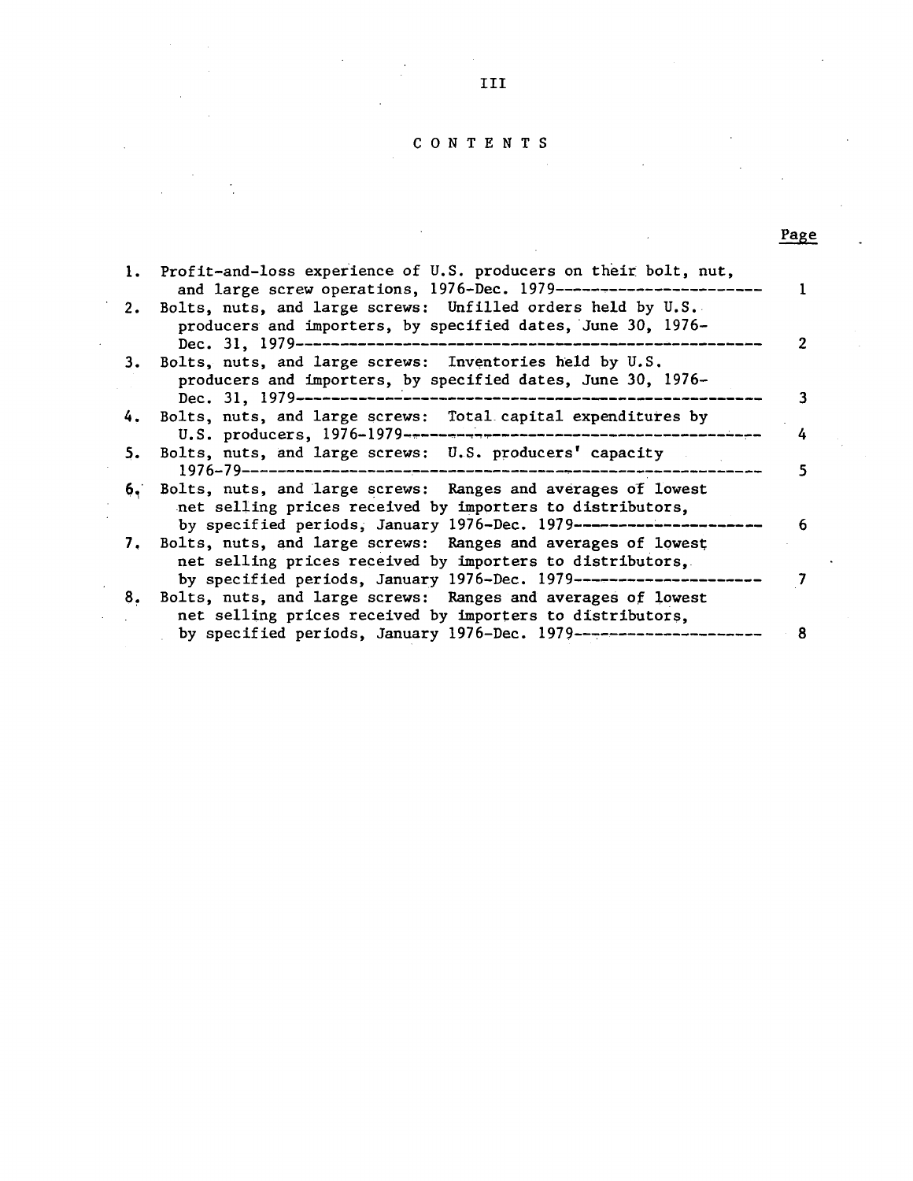# CONTENTS

| | | Page |
|---|---|---|
| 1. | Profit-and-loss experience of U.S. producers on their bolt, nut, and large screw operations, 1976-Dec. 1979 | 1 |
| 2. | Bolts, nuts, and large screws: Unfilled orders held by U.S. producers and importers, by specified dates, June 30, 1976-Dec. 31, 1979 | 2 |
| 3. | Bolts, nuts, and large screws: Inventories held by U.S. producers and importers, by specified dates, June 30, 1976-Dec. 31, 1979 | 3 |
| 4. | Bolts, nuts, and large screws: Total capital expenditures by U.S. producers, 1976-1979 | 4 |
| 5. | Bolts, nuts, and large screws: U.S. producers' capacity 1976-79 | 5 |
| 6. | Bolts, nuts, and large screws: Ranges and averages of lowest net selling prices received by importers to distributors, by specified periods, January 1976-Dec. 1979 | 6 |
| 7. | Bolts, nuts, and large screws: Ranges and averages of lowest net selling prices received by importers to distributors, by specified periods, January 1976-Dec. 1979 | 7 |
| 8. | Bolts, nuts, and large screws: Ranges and averages of lowest net selling prices received by importers to distributors, by specified periods, January 1976-Dec. 1979 | 8 |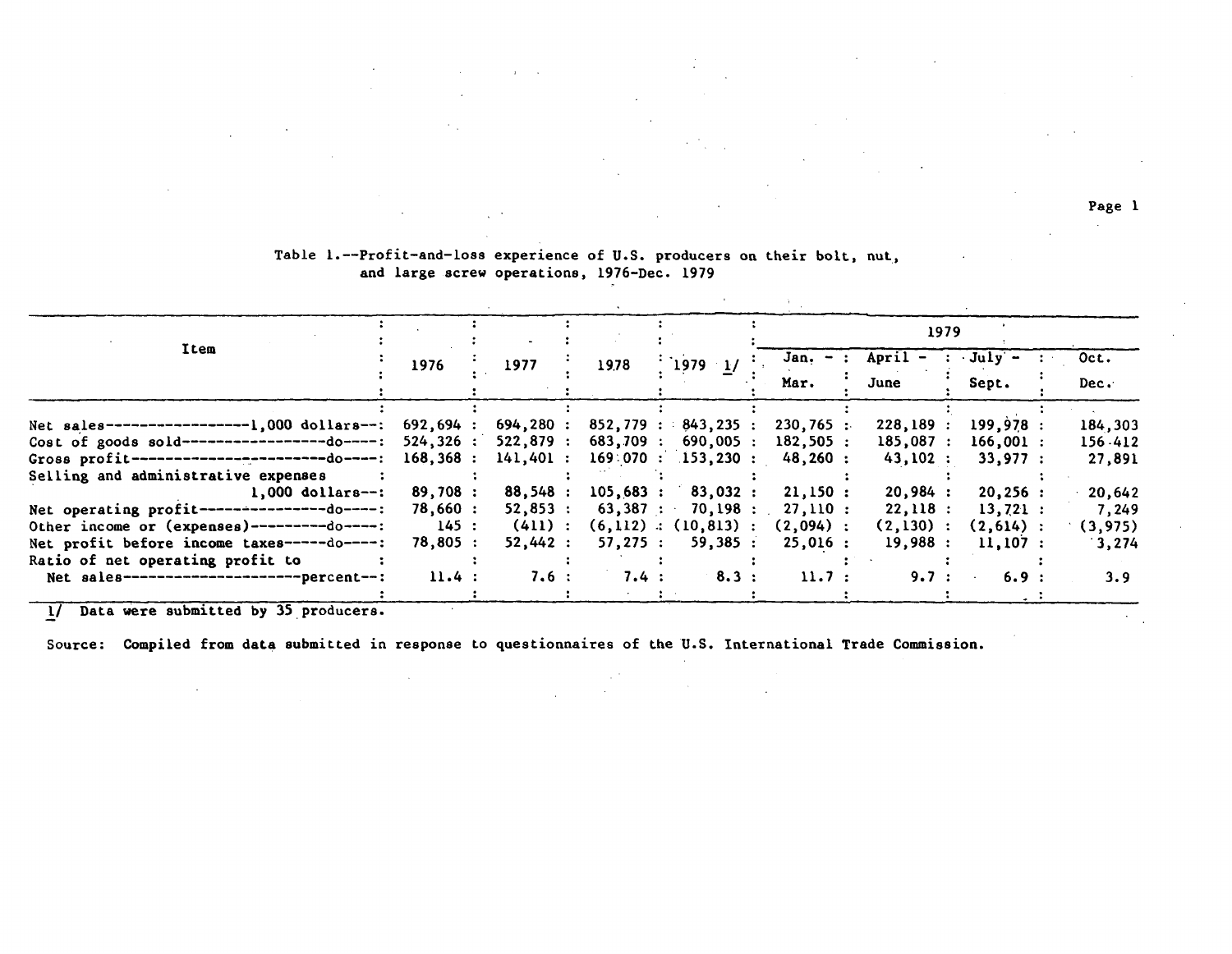Table 1.--Profit-and-loss experience of U.S. producers on their bolt, nut, and large screw operations, 1976-Dec. 1979

| Item | 1976 | 1977 | 1978 | 1979 1/ | 1979 | | | |
|---|---|---|---|---|---|---|---|---|
| | | | | | Jan. - Mar. | April - June | July - Sept. | Oct. Dec. |
| Net sales-----------------1,000 dollars--: | 692,694 | 694,280 | 852,779 | 843,235 | 230,765 | 228,189 | 199,978 | 184,303 |
| Cost of goods sold-----------------do----: | 524,326 | 522,879 | 683,709 | 690,005 | 182,505 | 185,087 | 166,001 | 156,412 |
| Gross profit-----------------------do----: | 168,368 | 141,401 | 169,070 | 153,230 | 48,260 | 43,102 | 33,977 | 27,891 |
| Selling and administrative expenses 1,000 dollars--: | 89,708 | 88,548 | 105,683 | 83,032 | 21,150 | 20,984 | 20,256 | 20,642 |
| Net operating profit---------------do----: | 78,660 | 52,853 | 63,387 | 70,198 | 27,110 | 22,118 | 13,721 | 7,249 |
| Other income or (expenses)---------do----: | 145 | (411) | (6,112) | (10,813) | (2,094) | (2,130) | (2,614) | (3,975) |
| Net profit before income taxes-----do----: | 78,805 | 52,442 | 57,275 | 59,385 | 25,016 | 19,988 | 11,107 | 3,274 |
| Ratio of net operating profit to Net sales---------------------percent--: | 11.4 | 7.6 | 7.4 | 8.3 | 11.7 | 9.7 | 6.9 | 3.9 |

1/ Data were submitted by 35 producers.

Source: Compiled from data submitted in response to questionnaires of the U.S. International Trade Commission.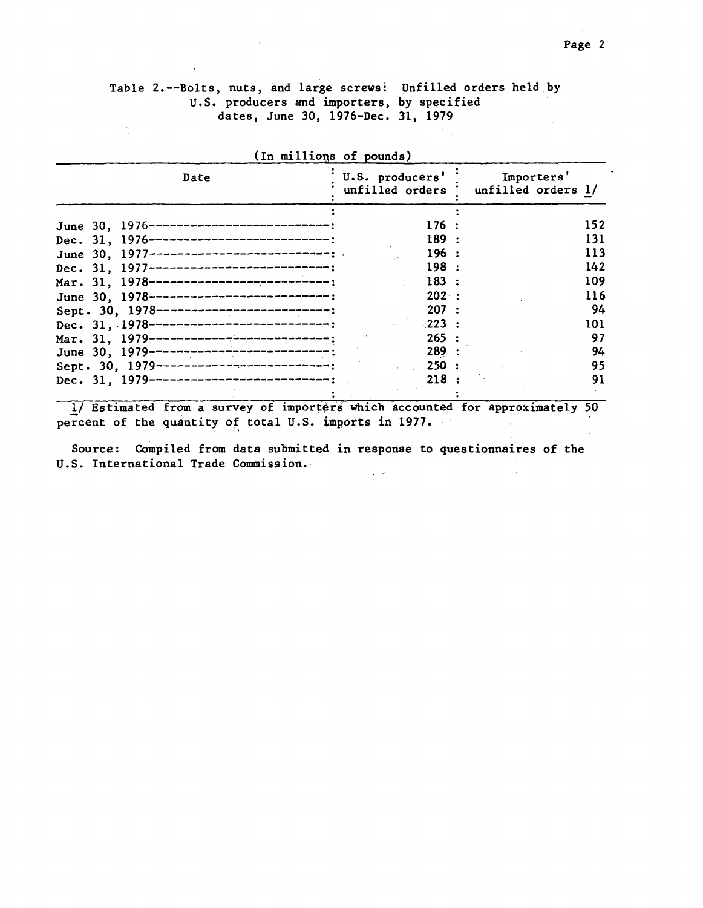Table 2.--Bolts, nuts, and large screws: Unfilled orders held by U.S. producers and importers, by specified dates, June 30, 1976-Dec. 31, 1979

(In millions of pounds)

| Date | U.S. producers' unfilled orders | Importers' unfilled orders 1/ |
|---|---|---|
| June 30, 1976 | 176 | 152 |
| Dec. 31, 1976 | 189 | 131 |
| June 30, 1977 | 196 | 113 |
| Dec. 31, 1977 | 198 | 142 |
| Mar. 31, 1978 | 183 | 109 |
| June 30, 1978 | 202 | 116 |
| Sept. 30, 1978 | 207 | 94 |
| Dec. 31, 1978 | 223 | 101 |
| Mar. 31, 1979 | 265 | 97 |
| June 30, 1979 | 289 | 94 |
| Sept. 30, 1979 | 250 | 95 |
| Dec. 31, 1979 | 218 | 91 |

1/ Estimated from a survey of importers which accounted for approximately 50 percent of the quantity of total U.S. imports in 1977.

Source: Compiled from data submitted in response to questionnaires of the U.S. International Trade Commission.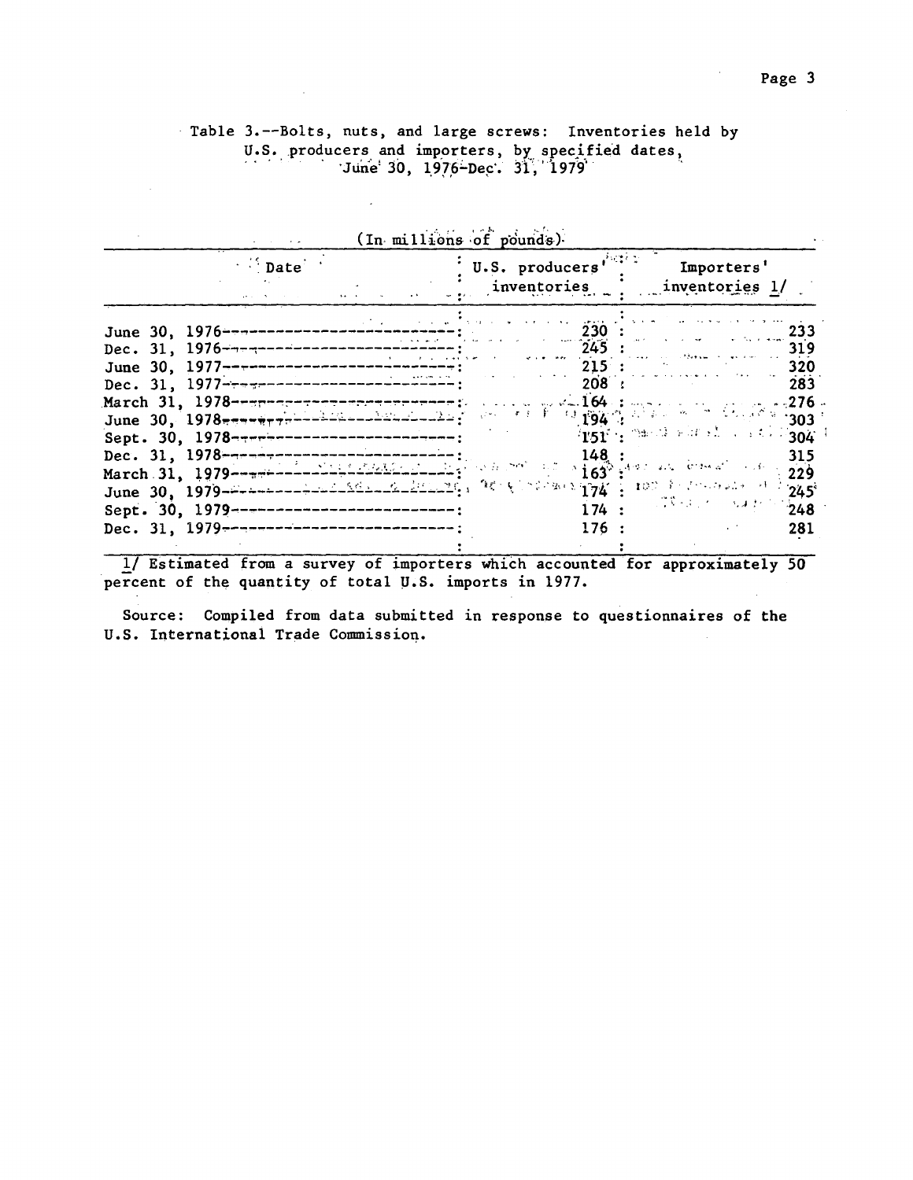Table 3.--Bolts, nuts, and large screws: Inventories held by U.S. producers and importers, by specified dates, June 30, 1976-Dec. 31, 1979

(In millions of pounds)

| Date | U.S. producers' inventories | Importers' inventories 1/ |
|---|---|---|
| June 30, 1976 | 230 | 233 |
| Dec. 31, 1976 | 245 | 319 |
| June 30, 1977 | 215 | 320 |
| Dec. 31, 1977 | 208 | 283 |
| March 31, 1978 | 164 | 276 |
| June 30, 1978 | 194 | 303 |
| Sept. 30, 1978 | 151 | 304 |
| Dec. 31, 1978 | 148 | 315 |
| March 31, 1979 | 163 | 229 |
| June 30, 1979 | 174 | 245 |
| Sept. 30, 1979 | 174 | 248 |
| Dec. 31, 1979 | 176 | 281 |

1/ Estimated from a survey of importers which accounted for approximately 50 percent of the quantity of total U.S. imports in 1977.

Source: Compiled from data submitted in response to questionnaires of the U.S. International Trade Commission.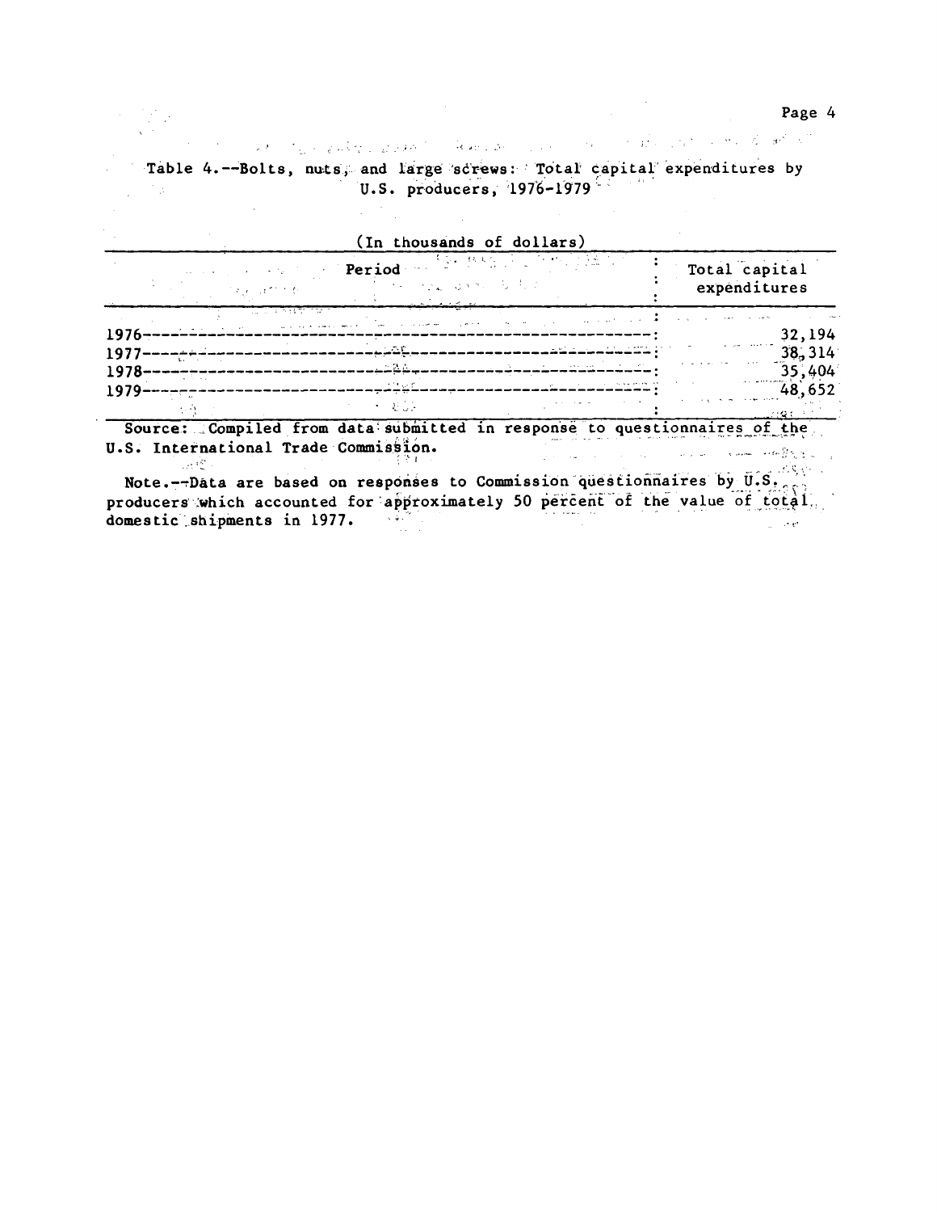Table 4.--Bolts, nuts, and large screws: Total capital expenditures by U.S. producers, 1976-1979

(In thousands of dollars)

| Period | Total capital expenditures |
|---|---|
| 1976 | 32,194 |
| 1977 | 38,314 |
| 1978 | 35,404 |
| 1979 | 48,652 |

Source: Compiled from data submitted in response to questionnaires of the U.S. International Trade Commission.

Note.--Data are based on responses to Commission questionnaires by U.S. producers which accounted for approximately 50 percent of the value of total domestic shipments in 1977.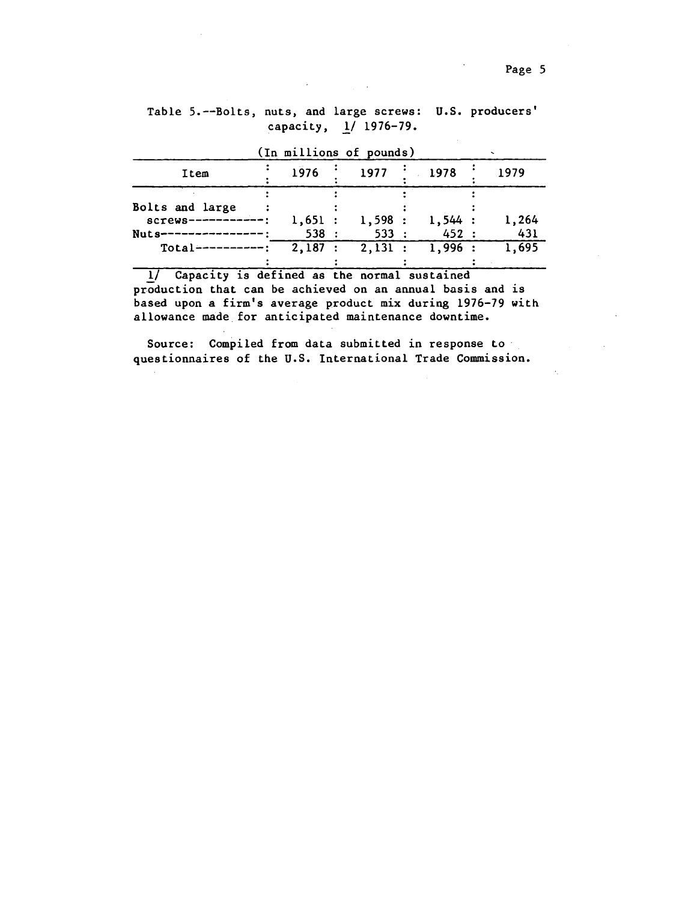Table 5.--Bolts, nuts, and large screws: U.S. producers' capacity, 1/ 1976-79.

(In millions of pounds)

| Item | 1976 | 1977 | 1978 | 1979 |
|---|---|---|---|---|
| Bolts and large screws | 1,651 | 1,598 | 1,544 | 1,264 |
| Nuts | 538 | 533 | 452 | 431 |
| Total | 2,187 | 2,131 | 1,996 | 1,695 |

1/ Capacity is defined as the normal sustained production that can be achieved on an annual basis and is based upon a firm's average product mix during 1976-79 with allowance made for anticipated maintenance downtime.

Source: Compiled from data submitted in response to questionnaires of the U.S. International Trade Commission.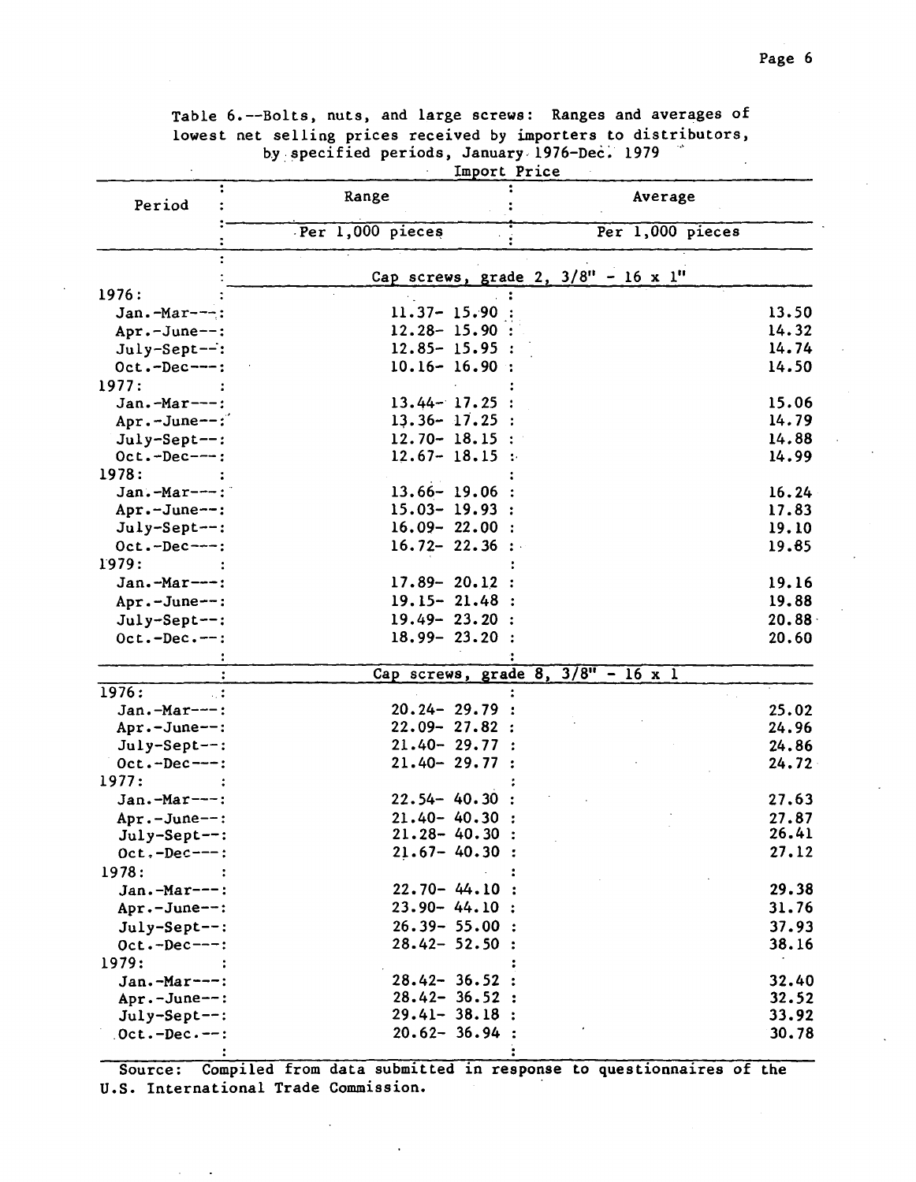Table 6.--Bolts, nuts, and large screws: Ranges and averages of lowest net selling prices received by importers to distributors, by specified periods, January 1976-Dec. 1979

| Period | Import Price: Range | Import Price: Average |
|---|---|---|
| | Per 1,000 pieces | Per 1,000 pieces |
| | **Cap screws, grade 2, 3/8" - 16 x 1"** | |
| 1976: | | |
| Jan.-Mar--- | 11.37- 15.90 | 13.50 |
| Apr.-June-- | 12.28- 15.90 | 14.32 |
| July-Sept-- | 12.85- 15.95 | 14.74 |
| Oct.-Dec--- | 10.16- 16.90 | 14.50 |
| 1977: | | |
| Jan.-Mar--- | 13.44- 17.25 | 15.06 |
| Apr.-June-- | 13.36- 17.25 | 14.79 |
| July-Sept-- | 12.70- 18.15 | 14.88 |
| Oct.-Dec--- | 12.67- 18.15 | 14.99 |
| 1978: | | |
| Jan.-Mar--- | 13.66- 19.06 | 16.24 |
| Apr.-June-- | 15.03- 19.93 | 17.83 |
| July-Sept-- | 16.09- 22.00 | 19.10 |
| Oct.-Dec--- | 16.72- 22.36 | 19.85 |
| 1979: | | |
| Jan.-Mar--- | 17.89- 20.12 | 19.16 |
| Apr.-June-- | 19.15- 21.48 | 19.88 |
| July-Sept-- | 19.49- 23.20 | 20.88 |
| Oct.-Dec.-- | 18.99- 23.20 | 20.60 |
| | **Cap screws, grade 8, 3/8" - 16 x 1** | |
| 1976: | | |
| Jan.-Mar--- | 20.24- 29.79 | 25.02 |
| Apr.-June-- | 22.09- 27.82 | 24.96 |
| July-Sept-- | 21.40- 29.77 | 24.86 |
| Oct.-Dec--- | 21.40- 29.77 | 24.72 |
| 1977: | | |
| Jan.-Mar--- | 22.54- 40.30 | 27.63 |
| Apr.-June-- | 21.40- 40.30 | 27.87 |
| July-Sept-- | 21.28- 40.30 | 26.41 |
| Oct.-Dec--- | 21.67- 40.30 | 27.12 |
| 1978: | | |
| Jan.-Mar--- | 22.70- 44.10 | 29.38 |
| Apr.-June-- | 23.90- 44.10 | 31.76 |
| July-Sept-- | 26.39- 55.00 | 37.93 |
| Oct.-Dec--- | 28.42- 52.50 | 38.16 |
| 1979: | | |
| Jan.-Mar--- | 28.42- 36.52 | 32.40 |
| Apr.-June-- | 28.42- 36.52 | 32.52 |
| July-Sept-- | 29.41- 38.18 | 33.92 |
| Oct.-Dec.-- | 20.62- 36.94 | 30.78 |

Source: Compiled from data submitted in response to questionnaires of the U.S. International Trade Commission.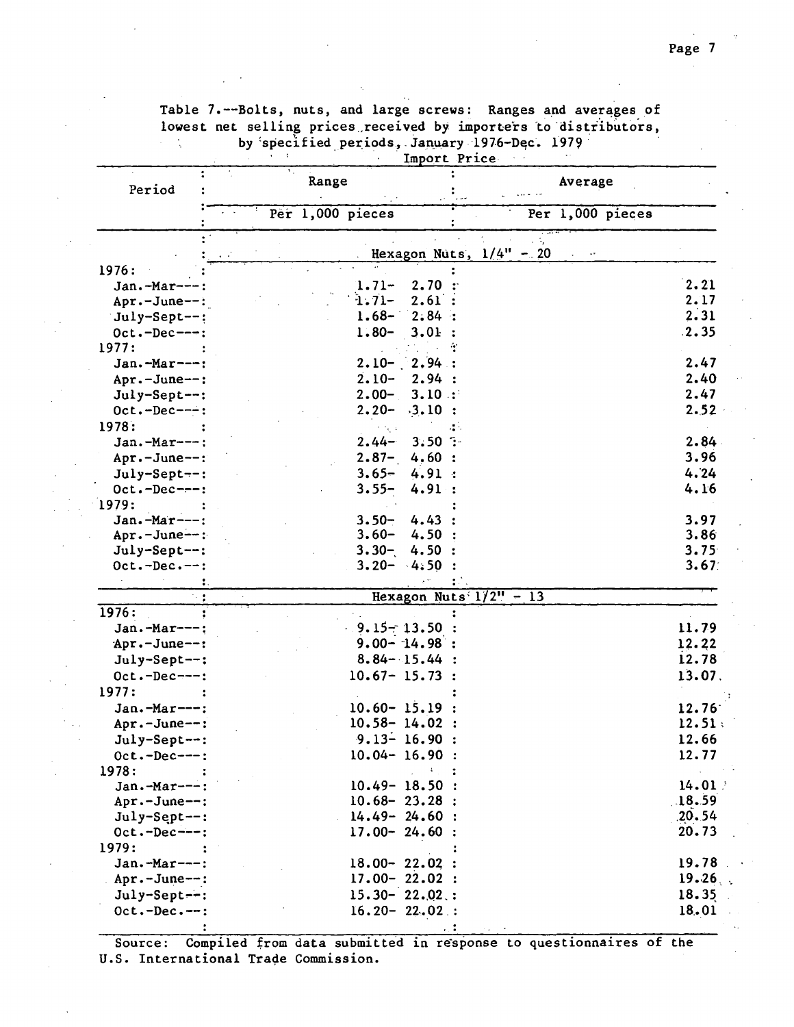Table 7.--Bolts, nuts, and large screws: Ranges and averages of lowest net selling prices received by importers to distributors, by specified periods, January 1976-Dec. 1979

| Period | Import Price | |
|---|---|---|
| | Range | Average |
| | Per 1,000 pieces | Per 1,000 pieces |
| | Hexagon Nuts, 1/4" - 20 | |
| 1976: | | |
| Jan.-Mar | 1.71- 2.70 | 2.21 |
| Apr.-June | 1.71- 2.61 | 2.17 |
| July-Sept | 1.68- 2.84 | 2.31 |
| Oct.-Dec | 1.80- 3.01 | 2.35 |
| 1977: | | |
| Jan.-Mar | 2.10- 2.94 | 2.47 |
| Apr.-June | 2.10- 2.94 | 2.40 |
| July-Sept | 2.00- 3.10 | 2.47 |
| Oct.-Dec | 2.20- 3.10 | 2.52 |
| 1978: | | |
| Jan.-Mar | 2.44- 3.50 | 2.84 |
| Apr.-June | 2.87- 4.60 | 3.96 |
| July-Sept | 3.65- 4.91 | 4.24 |
| Oct.-Dec | 3.55- 4.91 | 4.16 |
| 1979: | | |
| Jan.-Mar | 3.50- 4.43 | 3.97 |
| Apr.-June | 3.60- 4.50 | 3.86 |
| July-Sept | 3.30- 4.50 | 3.75 |
| Oct.-Dec. | 3.20- 4.50 | 3.67 |
| | Hexagon Nuts 1/2" - 13 | |
| 1976: | | |
| Jan.-Mar | 9.15- 13.50 | 11.79 |
| Apr.-June | 9.00- 14.98 | 12.22 |
| July-Sept | 8.84- 15.44 | 12.78 |
| Oct.-Dec | 10.67- 15.73 | 13.07 |
| 1977: | | |
| Jan.-Mar | 10.60- 15.19 | 12.76 |
| Apr.-June | 10.58- 14.02 | 12.51 |
| July-Sept | 9.13- 16.90 | 12.66 |
| Oct.-Dec | 10.04- 16.90 | 12.77 |
| 1978: | | |
| Jan.-Mar | 10.49- 18.50 | 14.01 |
| Apr.-June | 10.68- 23.28 | 18.59 |
| July-Sept | 14.49- 24.60 | 20.54 |
| Oct.-Dec | 17.00- 24.60 | 20.73 |
| 1979: | | |
| Jan.-Mar | 18.00- 22.02 | 19.78 |
| Apr.-June | 17.00- 22.02 | 19.26 |
| July-Sept | 15.30- 22.02 | 18.35 |
| Oct.-Dec. | 16.20- 22.02 | 18.01 |

Source: Compiled from data submitted in response to questionnaires of the U.S. International Trade Commission.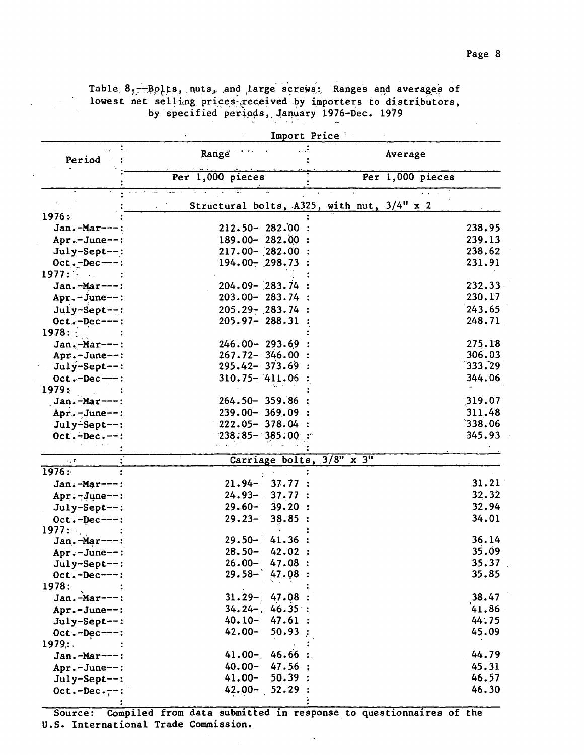Table 8.--Bolts, nuts, and large screws: Ranges and averages of lowest net selling prices received by importers to distributors, by specified periods, January 1976-Dec. 1979

| Period | Import Price: Range | Import Price: Average |
|---|---|---|
| | Per 1,000 pieces | Per 1,000 pieces |
| | Structural bolts, A325, with nut, 3/4" x 2 | |
| 1976: | | |
| Jan.-Mar--- | 212.50- 282.00 | 238.95 |
| Apr.-June-- | 189.00- 282.00 | 239.13 |
| July-Sept-- | 217.00- 282.00 | 238.62 |
| Oct.-Dec--- | 194.00- 298.73 | 231.91 |
| 1977: | | |
| Jan.-Mar--- | 204.09- 283.74 | 232.33 |
| Apr.-June-- | 203.00- 283.74 | 230.17 |
| July-Sept-- | 205.29- 283.74 | 243.65 |
| Oct.-Dec--- | 205.97- 288.31 | 248.71 |
| 1978: | | |
| Jan.-Mar--- | 246.00- 293.69 | 275.18 |
| Apr.-June-- | 267.72- 346.00 | 306.03 |
| July-Sept-- | 295.42- 373.69 | 333.29 |
| Oct.-Dec--- | 310.75- 411.06 | 344.06 |
| 1979: | | |
| Jan.-Mar--- | 264.50- 359.86 | 319.07 |
| Apr.-June-- | 239.00- 369.09 | 311.48 |
| July-Sept-- | 222.05- 378.04 | 338.06 |
| Oct.-Dec.-- | 238.85- 385.00 | 345.93 |
| | Carriage bolts, 3/8" x 3" | |
| 1976: | | |
| Jan.-Mar--- | 21.94- 37.77 | 31.21 |
| Apr.-June-- | 24.93- 37.77 | 32.32 |
| July-Sept-- | 29.60- 39.20 | 32.94 |
| Oct.-Dec--- | 29.23- 38.85 | 34.01 |
| 1977: | | |
| Jan.-Mar--- | 29.50- 41.36 | 36.14 |
| Apr.-June-- | 28.50- 42.02 | 35.09 |
| July-Sept-- | 26.00- 47.08 | 35.37 |
| Oct.-Dec--- | 29.58- 47.08 | 35.85 |
| 1978: | | |
| Jan.-Mar--- | 31.29- 47.08 | 38.47 |
| Apr.-June-- | 34.24- 46.35 | 41.86 |
| July-Sept-- | 40.10- 47.61 | 44.75 |
| Oct.-Dec--- | 42.00- 50.93 | 45.09 |
| 1979: | | |
| Jan.-Mar--- | 41.00- 46.66 | 44.79 |
| Apr.-June-- | 40.00- 47.56 | 45.31 |
| July-Sept-- | 41.00- 50.39 | 46.57 |
| Oct.-Dec.-- | 42.00- 52.29 | 46.30 |

Source: Compiled from data submitted in response to questionnaires of the U.S. International Trade Commission.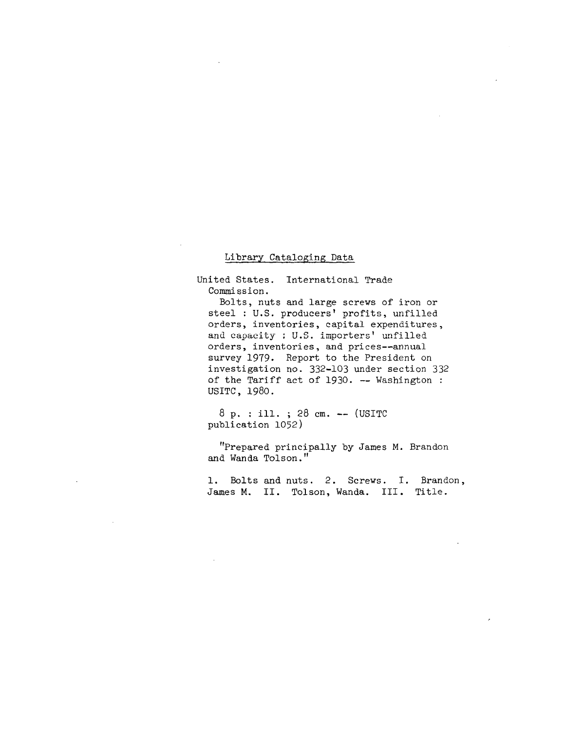Library Cataloging Data

United States. International Trade Commission.

Bolts, nuts and large screws of iron or steel : U.S. producers' profits, unfilled orders, inventories, capital expenditures, and capacity : U.S. importers' unfilled orders, inventories, and prices--annual survey 1979. Report to the President on investigation no. 332-103 under section 332 of the Tariff act of 1930. -- Washington : USITC, 1980.

8 p. : ill. ; 28 cm. -- (USITC publication 1052)

"Prepared principally by James M. Brandon and Wanda Tolson."

1. Bolts and nuts. 2. Screws. I. Brandon, James M. II. Tolson, Wanda. III. Title.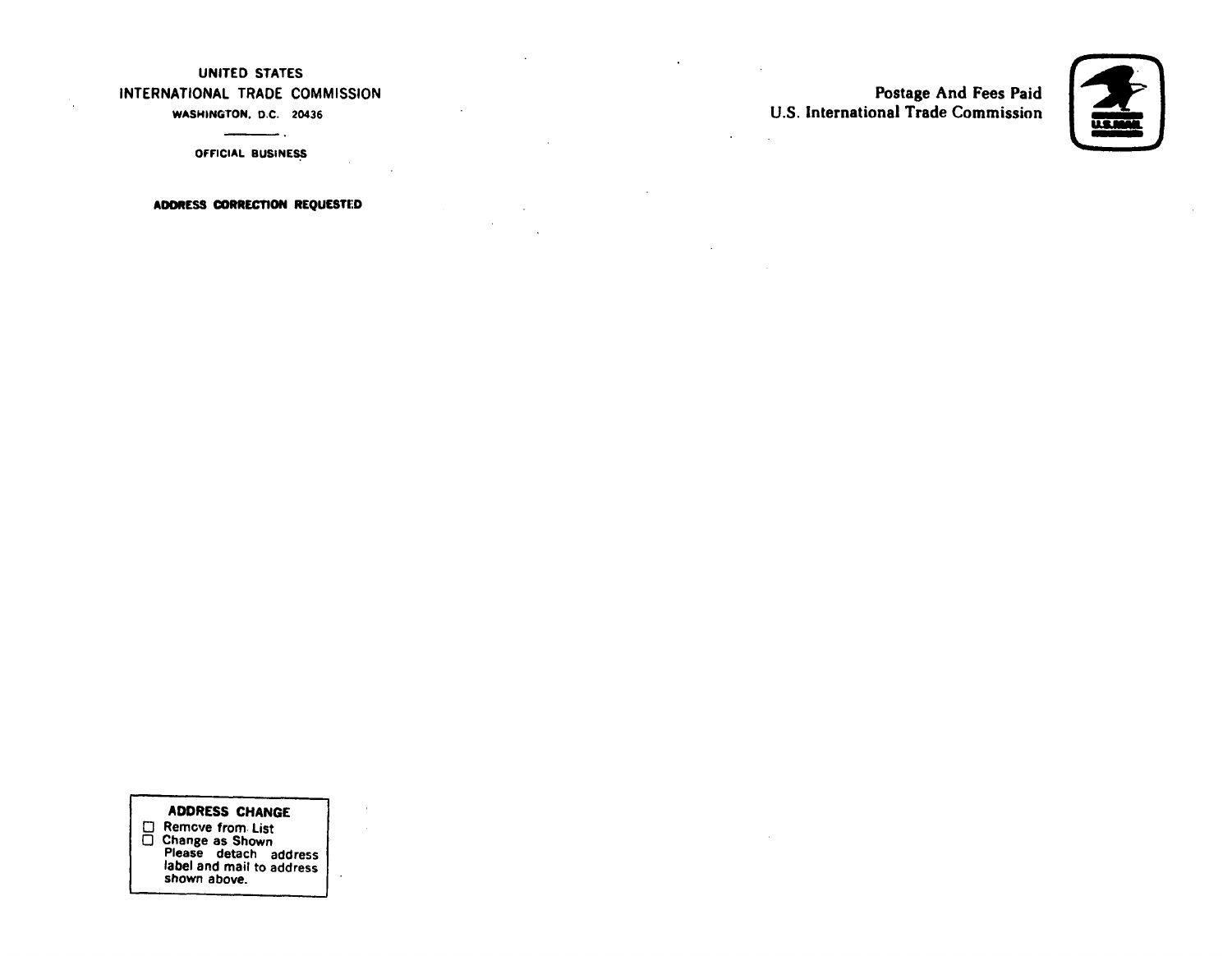UNITED STATES
INTERNATIONAL TRADE COMMISSION
WASHINGTON, D.C. 20436

OFFICIAL BUSINESS

**ADDRESS CORRECTION REQUESTED**

Postage And Fees Paid
U.S. International Trade Commission

U.S.MAIL

**ADDRESS CHANGE**

☐ Remove from List
☐ Change as Shown
Please detach address label and mail to address shown above.